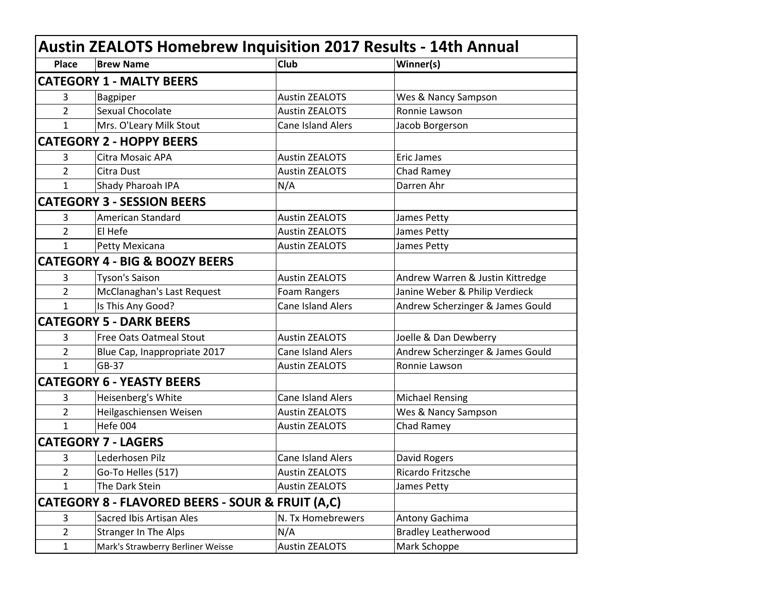# Austin ZEALOTS Homebrew Inquisition 2017 Results - 14th Annual

| Place | Brew Name | Club | Winner(s) |
|---|---|---|---|
| **CATEGORY 1 - MALTY BEERS** | | | |
| 3 | Bagpiper | Austin ZEALOTS | Wes & Nancy Sampson |
| 2 | Sexual Chocolate | Austin ZEALOTS | Ronnie Lawson |
| 1 | Mrs. O'Leary Milk Stout | Cane Island Alers | Jacob Borgerson |
| **CATEGORY 2 - HOPPY BEERS** | | | |
| 3 | Citra Mosaic APA | Austin ZEALOTS | Eric James |
| 2 | Citra Dust | Austin ZEALOTS | Chad Ramey |
| 1 | Shady Pharoah IPA | N/A | Darren Ahr |
| **CATEGORY 3 - SESSION BEERS** | | | |
| 3 | American Standard | Austin ZEALOTS | James Petty |
| 2 | El Hefe | Austin ZEALOTS | James Petty |
| 1 | Petty Mexicana | Austin ZEALOTS | James Petty |
| **CATEGORY 4 - BIG & BOOZY BEERS** | | | |
| 3 | Tyson's Saison | Austin ZEALOTS | Andrew Warren & Justin Kittredge |
| 2 | McClanaghan's Last Request | Foam Rangers | Janine Weber & Philip Verdieck |
| 1 | Is This Any Good? | Cane Island Alers | Andrew Scherzinger & James Gould |
| **CATEGORY 5 - DARK BEERS** | | | |
| 3 | Free Oats Oatmeal Stout | Austin ZEALOTS | Joelle & Dan Dewberry |
| 2 | Blue Cap, Inappropriate 2017 | Cane Island Alers | Andrew Scherzinger & James Gould |
| 1 | GB-37 | Austin ZEALOTS | Ronnie Lawson |
| **CATEGORY 6 - YEASTY BEERS** | | | |
| 3 | Heisenberg's White | Cane Island Alers | Michael Rensing |
| 2 | Heilgaschiensen Weisen | Austin ZEALOTS | Wes & Nancy Sampson |
| 1 | Hefe 004 | Austin ZEALOTS | Chad Ramey |
| **CATEGORY 7 - LAGERS** | | | |
| 3 | Lederhosen Pilz | Cane Island Alers | David Rogers |
| 2 | Go-To Helles (517) | Austin ZEALOTS | Ricardo Fritzsche |
| 1 | The Dark Stein | Austin ZEALOTS | James Petty |
| **CATEGORY 8 - FLAVORED BEERS - SOUR & FRUIT (A,C)** | | | |
| 3 | Sacred Ibis Artisan Ales | N. Tx Homebrewers | Antony Gachima |
| 2 | Stranger In The Alps | N/A | Bradley Leatherwood |
| 1 | Mark's Strawberry Berliner Weisse | Austin ZEALOTS | Mark Schoppe |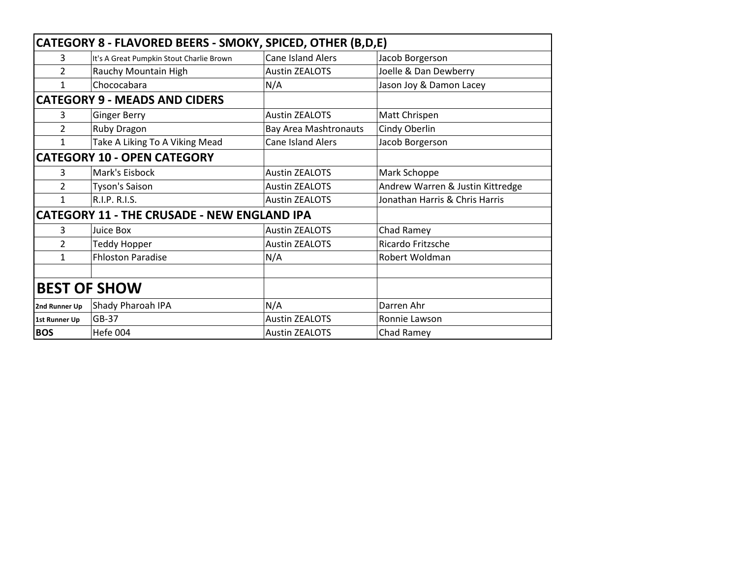| | | | |
|---|---|---|---|
| **CATEGORY 8 - FLAVORED BEERS - SMOKY, SPICED, OTHER (B,D,E)** | | | |
| 3 | It's A Great Pumpkin Stout Charlie Brown | Cane Island Alers | Jacob Borgerson |
| 2 | Rauchy Mountain High | Austin ZEALOTS | Joelle & Dan Dewberry |
| 1 | Chococabara | N/A | Jason Joy & Damon Lacey |
| **CATEGORY 9 - MEADS AND CIDERS** | | | |
| 3 | Ginger Berry | Austin ZEALOTS | Matt Chrispen |
| 2 | Ruby Dragon | Bay Area Mashtronauts | Cindy Oberlin |
| 1 | Take A Liking To A Viking Mead | Cane Island Alers | Jacob Borgerson |
| **CATEGORY 10 - OPEN CATEGORY** | | | |
| 3 | Mark's Eisbock | Austin ZEALOTS | Mark Schoppe |
| 2 | Tyson's Saison | Austin ZEALOTS | Andrew Warren & Justin Kittredge |
| 1 | R.I.P. R.I.S. | Austin ZEALOTS | Jonathan Harris & Chris Harris |
| **CATEGORY 11 - THE CRUSADE - NEW ENGLAND IPA** | | | |
| 3 | Juice Box | Austin ZEALOTS | Chad Ramey |
| 2 | Teddy Hopper | Austin ZEALOTS | Ricardo Fritzsche |
| 1 | Fhloston Paradise | N/A | Robert Woldman |
| | | | |
| **BEST OF SHOW** | | | |
| **2nd Runner Up** | Shady Pharoah IPA | N/A | Darren Ahr |
| **1st Runner Up** | GB-37 | Austin ZEALOTS | Ronnie Lawson |
| **BOS** | Hefe 004 | Austin ZEALOTS | Chad Ramey |